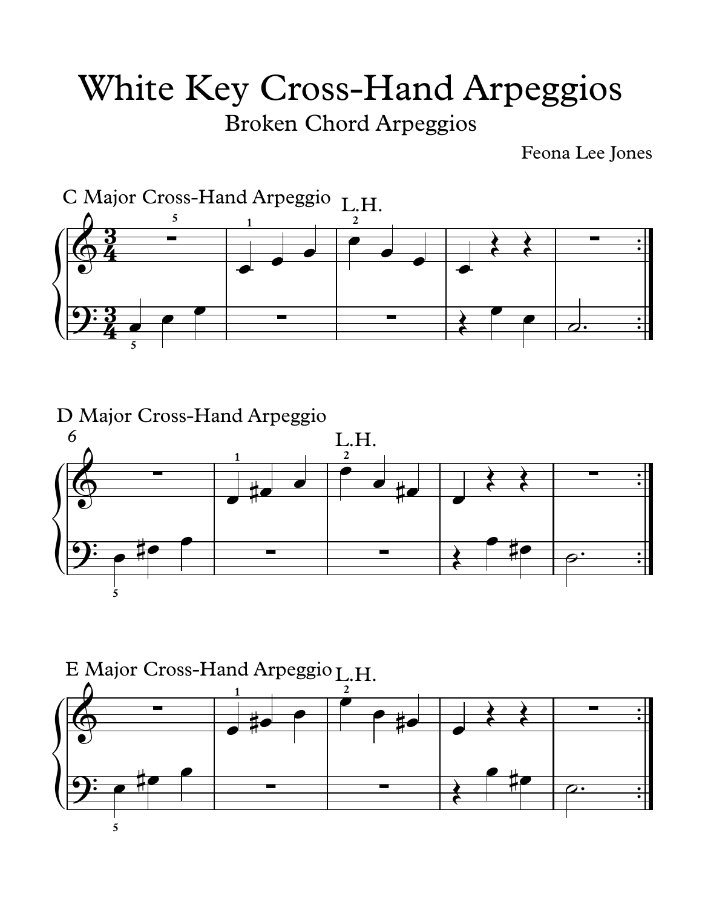# White Key Cross-Hand Arpeggios

## Broken Chord Arpeggios

Feona Lee Jones

### C Major Cross-Hand Arpeggio

### D Major Cross-Hand Arpeggio

### E Major Cross-Hand Arpeggio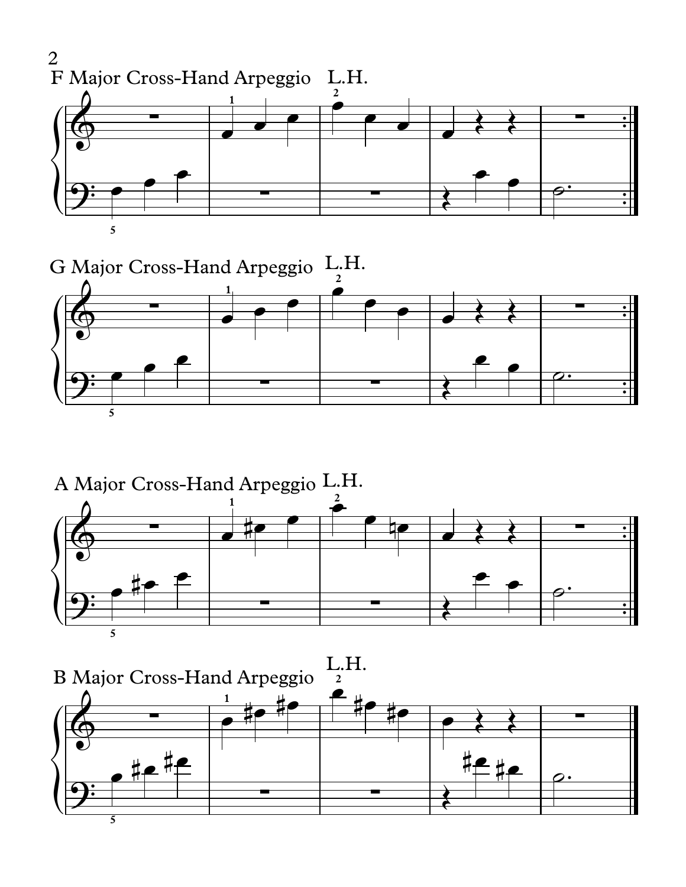F Major Cross-Hand Arpeggio L.H.

G Major Cross-Hand Arpeggio L.H.

A Major Cross-Hand Arpeggio L.H.

B Major Cross-Hand Arpeggio L.H.